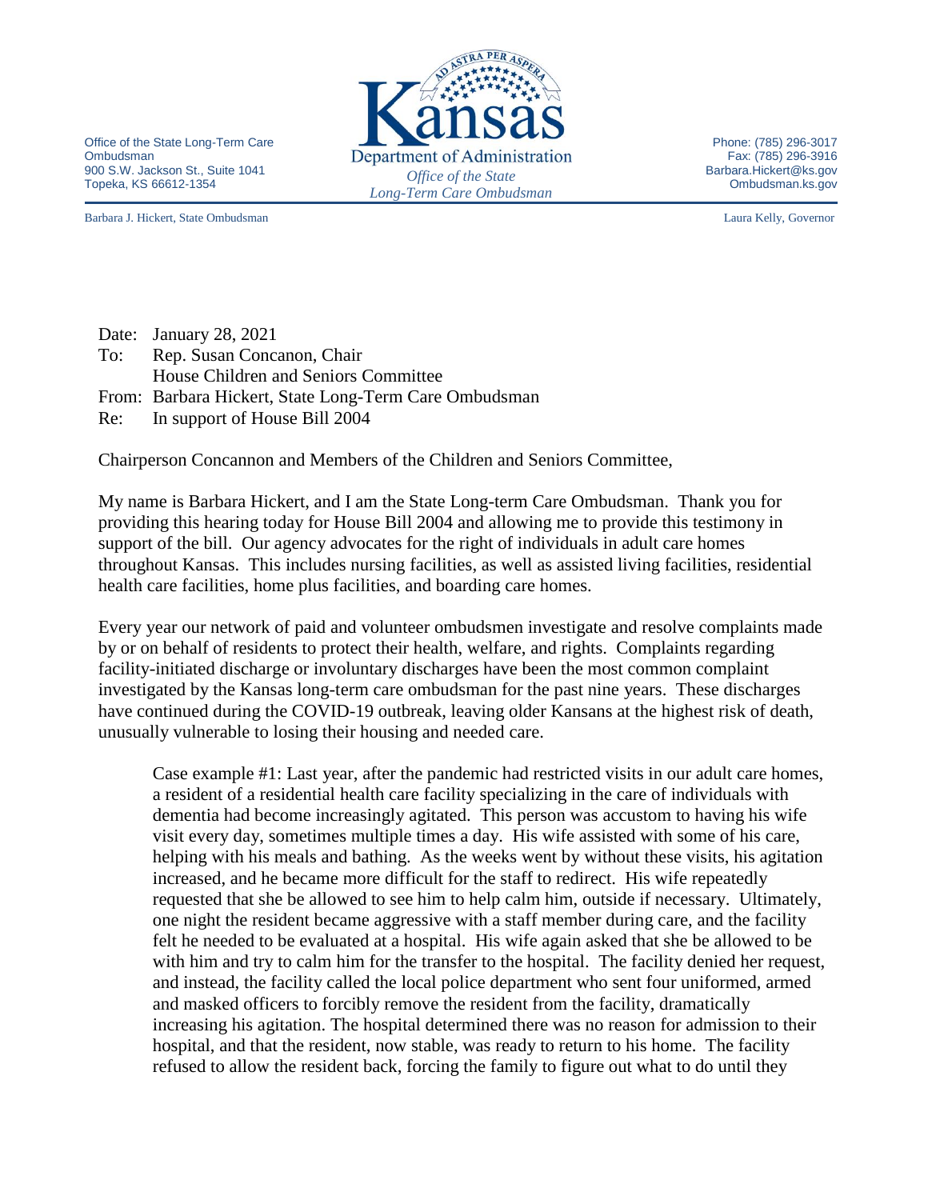Office of the State Long-Term Care Ombudsman
900 S.W. Jackson St., Suite 1041
Topeka, KS 66612-1354

Kansas
Department of Administration
*Office of the State Long-Term Care Ombudsman*

Phone: (785) 296-3017
Fax: (785) 296-3916
Barbara.Hickert@ks.gov
Ombudsman.ks.gov

Barbara J. Hickert, State Ombudsman

Laura Kelly, Governor

Date: January 28, 2021
To: Rep. Susan Concanon, Chair
House Children and Seniors Committee
From: Barbara Hickert, State Long-Term Care Ombudsman
Re: In support of House Bill 2004

Chairperson Concannon and Members of the Children and Seniors Committee,

My name is Barbara Hickert, and I am the State Long-term Care Ombudsman. Thank you for providing this hearing today for House Bill 2004 and allowing me to provide this testimony in support of the bill. Our agency advocates for the right of individuals in adult care homes throughout Kansas. This includes nursing facilities, as well as assisted living facilities, residential health care facilities, home plus facilities, and boarding care homes.

Every year our network of paid and volunteer ombudsmen investigate and resolve complaints made by or on behalf of residents to protect their health, welfare, and rights. Complaints regarding facility-initiated discharge or involuntary discharges have been the most common complaint investigated by the Kansas long-term care ombudsman for the past nine years. These discharges have continued during the COVID-19 outbreak, leaving older Kansans at the highest risk of death, unusually vulnerable to losing their housing and needed care.

> Case example #1: Last year, after the pandemic had restricted visits in our adult care homes, a resident of a residential health care facility specializing in the care of individuals with dementia had become increasingly agitated. This person was accustom to having his wife visit every day, sometimes multiple times a day. His wife assisted with some of his care, helping with his meals and bathing. As the weeks went by without these visits, his agitation increased, and he became more difficult for the staff to redirect. His wife repeatedly requested that she be allowed to see him to help calm him, outside if necessary. Ultimately, one night the resident became aggressive with a staff member during care, and the facility felt he needed to be evaluated at a hospital. His wife again asked that she be allowed to be with him and try to calm him for the transfer to the hospital. The facility denied her request, and instead, the facility called the local police department who sent four uniformed, armed and masked officers to forcibly remove the resident from the facility, dramatically increasing his agitation. The hospital determined there was no reason for admission to their hospital, and that the resident, now stable, was ready to return to his home. The facility refused to allow the resident back, forcing the family to figure out what to do until they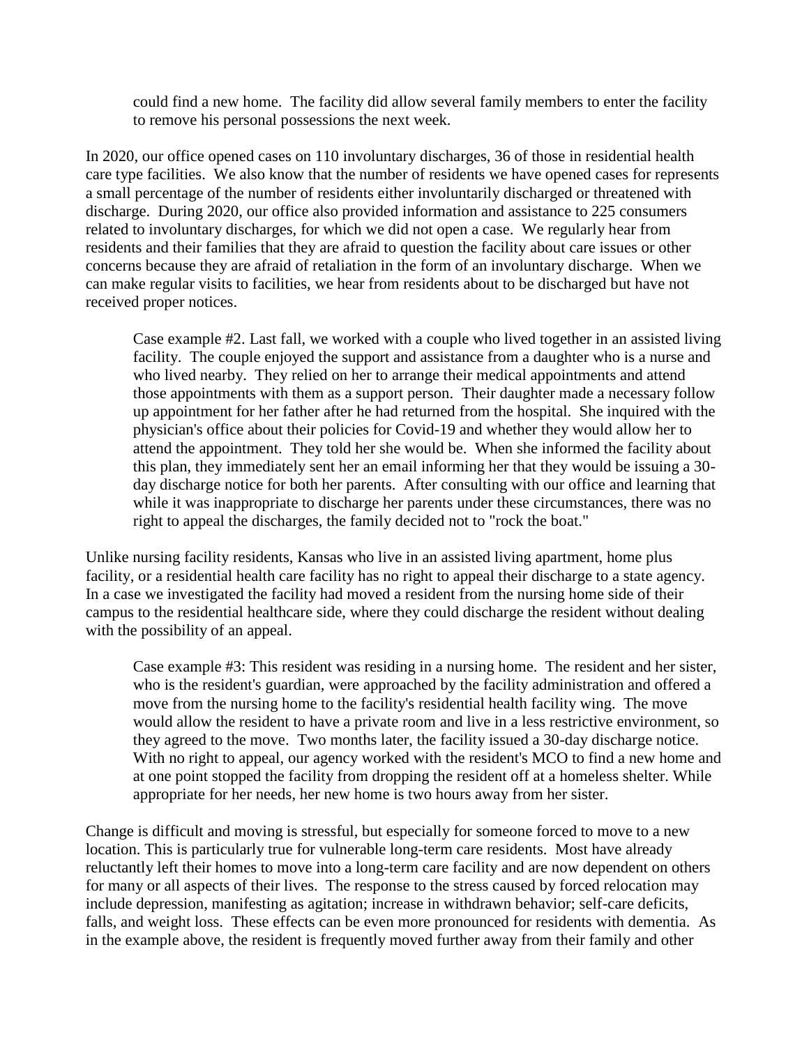could find a new home. The facility did allow several family members to enter the facility to remove his personal possessions the next week.

In 2020, our office opened cases on 110 involuntary discharges, 36 of those in residential health care type facilities. We also know that the number of residents we have opened cases for represents a small percentage of the number of residents either involuntarily discharged or threatened with discharge. During 2020, our office also provided information and assistance to 225 consumers related to involuntary discharges, for which we did not open a case. We regularly hear from residents and their families that they are afraid to question the facility about care issues or other concerns because they are afraid of retaliation in the form of an involuntary discharge. When we can make regular visits to facilities, we hear from residents about to be discharged but have not received proper notices.

> Case example #2. Last fall, we worked with a couple who lived together in an assisted living facility. The couple enjoyed the support and assistance from a daughter who is a nurse and who lived nearby. They relied on her to arrange their medical appointments and attend those appointments with them as a support person. Their daughter made a necessary follow up appointment for her father after he had returned from the hospital. She inquired with the physician's office about their policies for Covid-19 and whether they would allow her to attend the appointment. They told her she would be. When she informed the facility about this plan, they immediately sent her an email informing her that they would be issuing a 30-day discharge notice for both her parents. After consulting with our office and learning that while it was inappropriate to discharge her parents under these circumstances, there was no right to appeal the discharges, the family decided not to "rock the boat."

Unlike nursing facility residents, Kansas who live in an assisted living apartment, home plus facility, or a residential health care facility has no right to appeal their discharge to a state agency. In a case we investigated the facility had moved a resident from the nursing home side of their campus to the residential healthcare side, where they could discharge the resident without dealing with the possibility of an appeal.

> Case example #3: This resident was residing in a nursing home. The resident and her sister, who is the resident's guardian, were approached by the facility administration and offered a move from the nursing home to the facility's residential health facility wing. The move would allow the resident to have a private room and live in a less restrictive environment, so they agreed to the move. Two months later, the facility issued a 30-day discharge notice. With no right to appeal, our agency worked with the resident's MCO to find a new home and at one point stopped the facility from dropping the resident off at a homeless shelter. While appropriate for her needs, her new home is two hours away from her sister.

Change is difficult and moving is stressful, but especially for someone forced to move to a new location. This is particularly true for vulnerable long-term care residents. Most have already reluctantly left their homes to move into a long-term care facility and are now dependent on others for many or all aspects of their lives. The response to the stress caused by forced relocation may include depression, manifesting as agitation; increase in withdrawn behavior; self-care deficits, falls, and weight loss. These effects can be even more pronounced for residents with dementia. As in the example above, the resident is frequently moved further away from their family and other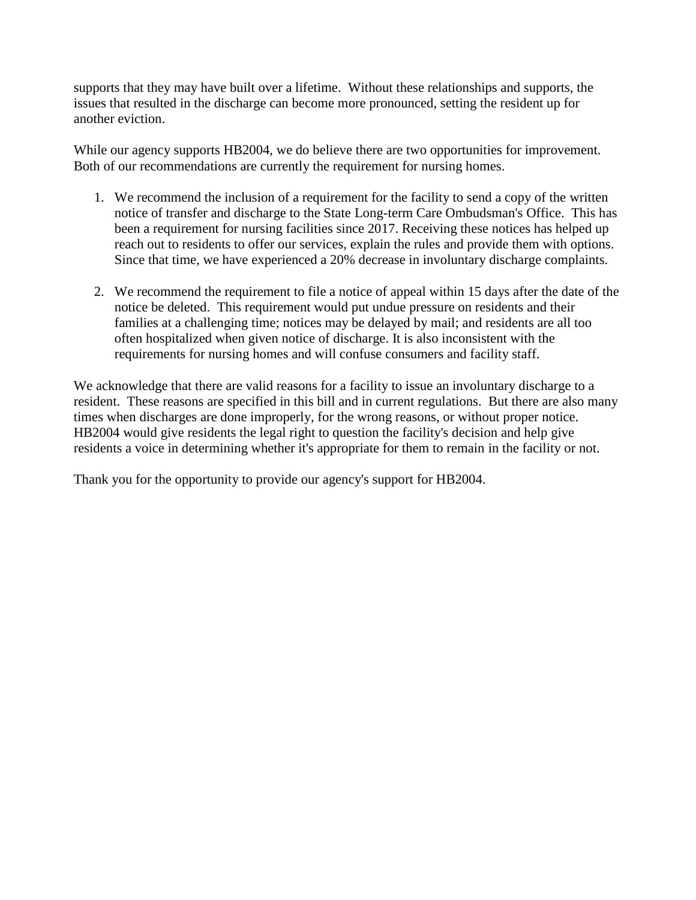supports that they may have built over a lifetime. Without these relationships and supports, the issues that resulted in the discharge can become more pronounced, setting the resident up for another eviction.

While our agency supports HB2004, we do believe there are two opportunities for improvement. Both of our recommendations are currently the requirement for nursing homes.

1. We recommend the inclusion of a requirement for the facility to send a copy of the written notice of transfer and discharge to the State Long-term Care Ombudsman's Office. This has been a requirement for nursing facilities since 2017. Receiving these notices has helped up reach out to residents to offer our services, explain the rules and provide them with options. Since that time, we have experienced a 20% decrease in involuntary discharge complaints.

2. We recommend the requirement to file a notice of appeal within 15 days after the date of the notice be deleted. This requirement would put undue pressure on residents and their families at a challenging time; notices may be delayed by mail; and residents are all too often hospitalized when given notice of discharge. It is also inconsistent with the requirements for nursing homes and will confuse consumers and facility staff.

We acknowledge that there are valid reasons for a facility to issue an involuntary discharge to a resident. These reasons are specified in this bill and in current regulations. But there are also many times when discharges are done improperly, for the wrong reasons, or without proper notice. HB2004 would give residents the legal right to question the facility's decision and help give residents a voice in determining whether it's appropriate for them to remain in the facility or not.

Thank you for the opportunity to provide our agency's support for HB2004.